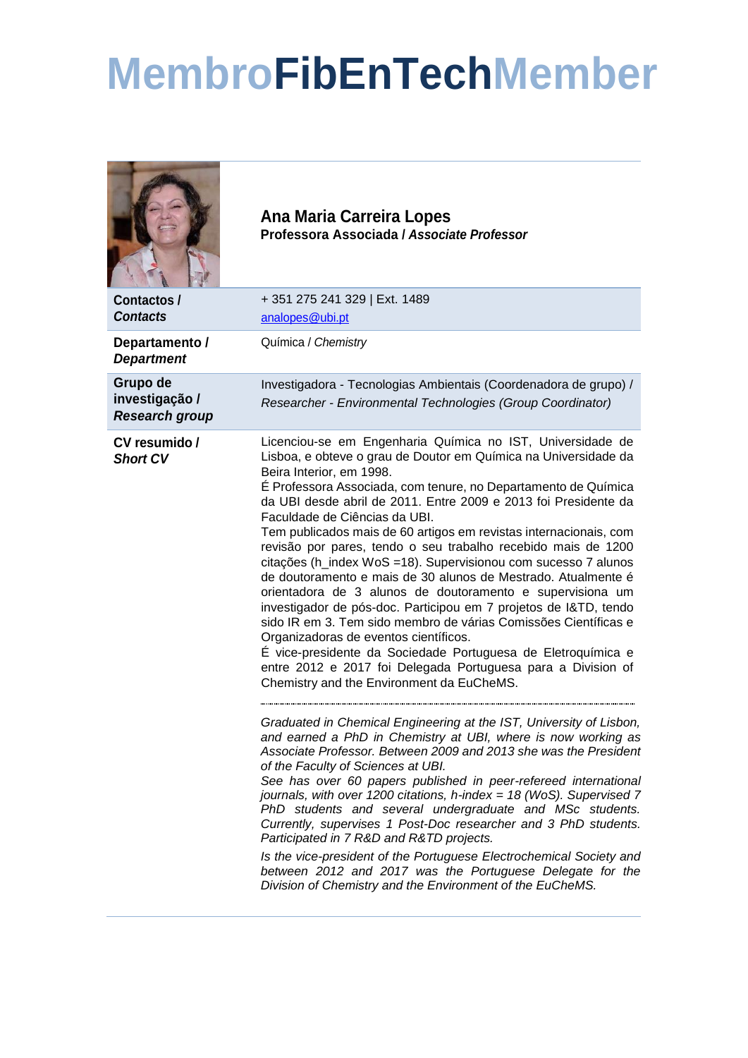# MembroFibEnTechMember

## Ana Maria Carreira Lopes

**Professora Associada / *Associate Professor***

| | |
|---|---|
| **Contactos / *Contacts*** | + 351 275 241 329 \| Ext. 1489<br>analopes@ubi.pt |
| **Departamento / *Department*** | Química / *Chemistry* |
| **Grupo de investigação / *Research group*** | Investigadora - Tecnologias Ambientais (Coordenadora de grupo) / *Researcher - Environmental Technologies (Group Coordinator)* |

**CV resumido / *Short CV***

Licenciou-se em Engenharia Química no IST, Universidade de Lisboa, e obteve o grau de Doutor em Química na Universidade da Beira Interior, em 1998.

É Professora Associada, com tenure, no Departamento de Química da UBI desde abril de 2011. Entre 2009 e 2013 foi Presidente da Faculdade de Ciências da UBI.

Tem publicados mais de 60 artigos em revistas internacionais, com revisão por pares, tendo o seu trabalho recebido mais de 1200 citações (h_index WoS =18). Supervisionou com sucesso 7 alunos de doutoramento e mais de 30 alunos de Mestrado. Atualmente é orientadora de 3 alunos de doutoramento e supervisiona um investigador de pós-doc. Participou em 7 projetos de I&TD, tendo sido IR em 3. Tem sido membro de várias Comissões Científicas e Organizadoras de eventos científicos.

É vice-presidente da Sociedade Portuguesa de Eletroquímica e entre 2012 e 2017 foi Delegada Portuguesa para a Division of Chemistry and the Environment da EuCheMS.

---

*Graduated in Chemical Engineering at the IST, University of Lisbon, and earned a PhD in Chemistry at UBI, where is now working as Associate Professor. Between 2009 and 2013 she was the President of the Faculty of Sciences at UBI.*

*See has over 60 papers published in peer-refereed international journals, with over 1200 citations, h-index = 18 (WoS). Supervised 7 PhD students and several undergraduate and MSc students. Currently, supervises 1 Post-Doc researcher and 3 PhD students. Participated in 7 R&D and R&TD projects.*

*Is the vice-president of the Portuguese Electrochemical Society and between 2012 and 2017 was the Portuguese Delegate for the Division of Chemistry and the Environment of the EuCheMS.*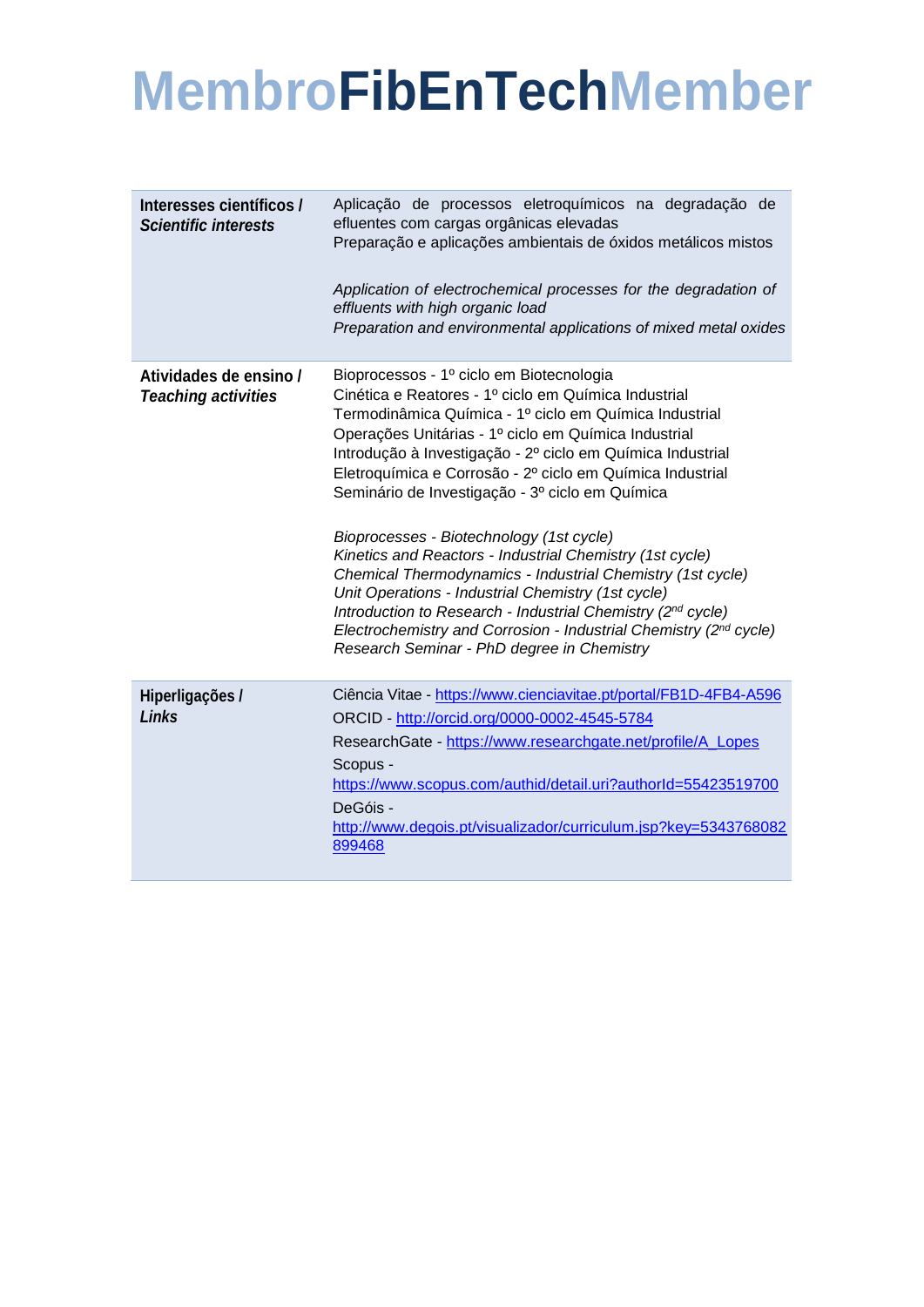# MembroFibEnTechMember

| | |
|---|---|
| **Interesses científicos /** ***Scientific interests*** | Aplicação de processos eletroquímicos na degradação de efluentes com cargas orgânicas elevadas<br>Preparação e aplicações ambientais de óxidos metálicos mistos<br><br>*Application of electrochemical processes for the degradation of effluents with high organic load*<br>*Preparation and environmental applications of mixed metal oxides* |
| **Atividades de ensino /** ***Teaching activities*** | Bioprocessos - 1º ciclo em Biotecnologia<br>Cinética e Reatores - 1º ciclo em Química Industrial<br>Termodinâmica Química - 1º ciclo em Química Industrial<br>Operações Unitárias - 1º ciclo em Química Industrial<br>Introdução à Investigação - 2º ciclo em Química Industrial<br>Eletroquímica e Corrosão - 2º ciclo em Química Industrial<br>Seminário de Investigação - 3º ciclo em Química<br><br>*Bioprocesses - Biotechnology (1st cycle)*<br>*Kinetics and Reactors - Industrial Chemistry (1st cycle)*<br>*Chemical Thermodynamics - Industrial Chemistry (1st cycle)*<br>*Unit Operations - Industrial Chemistry (1st cycle)*<br>*Introduction to Research - Industrial Chemistry (2nd cycle)*<br>*Electrochemistry and Corrosion - Industrial Chemistry (2nd cycle)*<br>*Research Seminar - PhD degree in Chemistry* |
| **Hiperligações /** ***Links*** | Ciência Vitae - https://www.cienciavitae.pt/portal/FB1D-4FB4-A596<br>ORCID - http://orcid.org/0000-0002-4545-5784<br>ResearchGate - https://www.researchgate.net/profile/A_Lopes<br>Scopus - https://www.scopus.com/authid/detail.uri?authorId=55423519700<br>DeGóis - http://www.degois.pt/visualizador/curriculum.jsp?key=5343768082899468 |